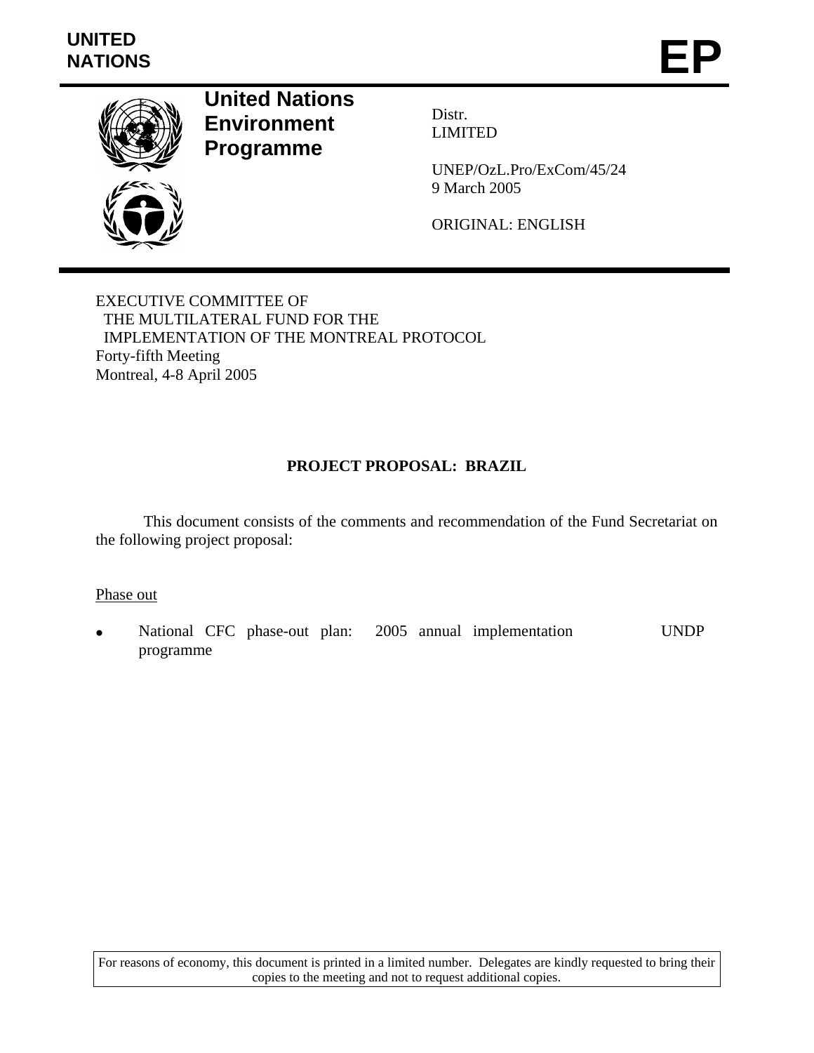UNITED NATIONS

# EP

**United Nations Environment Programme**

Distr.
LIMITED

UNEP/OzL.Pro/ExCom/45/24
9 March 2005

ORIGINAL: ENGLISH

EXECUTIVE COMMITTEE OF
THE MULTILATERAL FUND FOR THE
IMPLEMENTATION OF THE MONTREAL PROTOCOL
Forty-fifth Meeting
Montreal, 4-8 April 2005

## PROJECT PROPOSAL: BRAZIL

This document consists of the comments and recommendation of the Fund Secretariat on the following project proposal:

Phase out

- National CFC phase-out plan: 2005 annual implementation programme — UNDP

For reasons of economy, this document is printed in a limited number. Delegates are kindly requested to bring their copies to the meeting and not to request additional copies.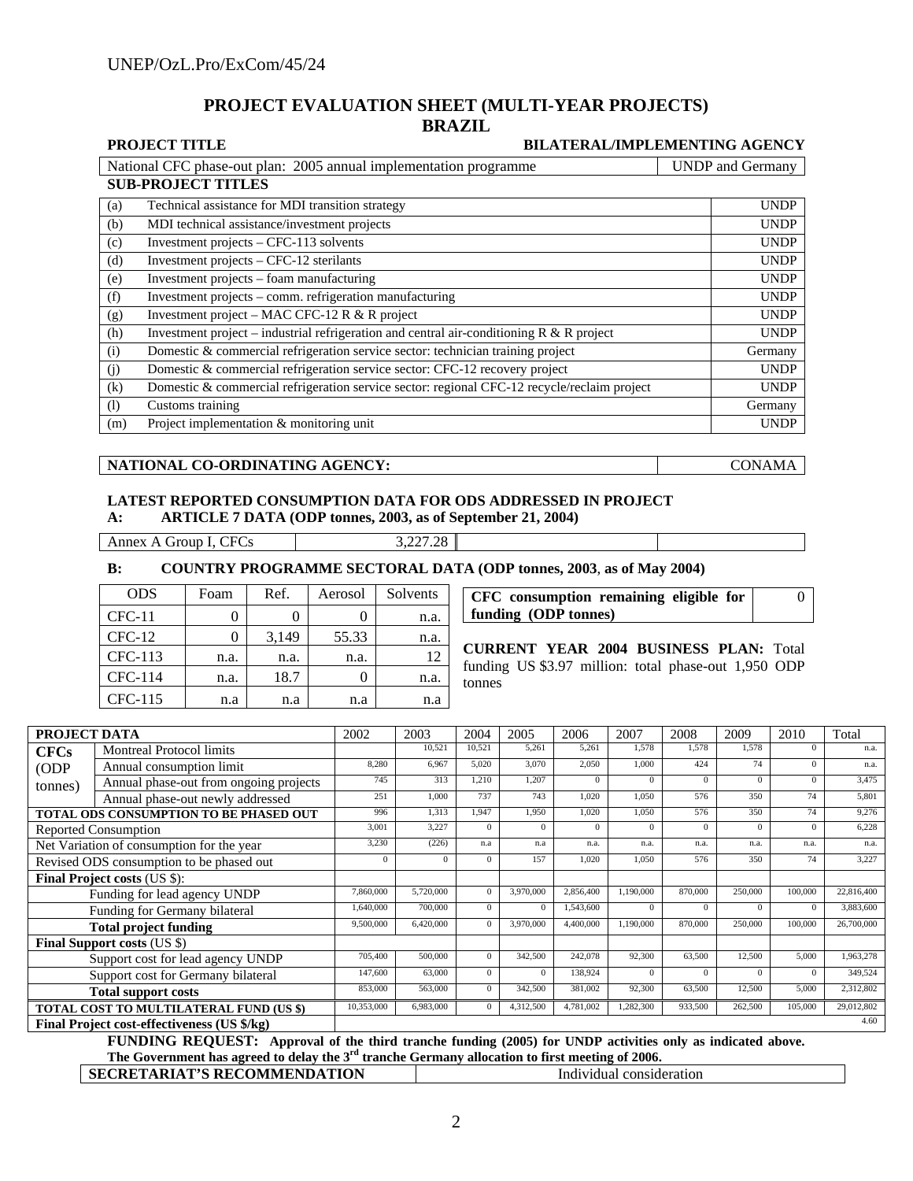## PROJECT EVALUATION SHEET (MULTI-YEAR PROJECTS)
## BRAZIL

| PROJECT TITLE | BILATERAL/IMPLEMENTING AGENCY |
|---|---|
| National CFC phase-out plan: 2005 annual implementation programme | UNDP and Germany |

**SUB-PROJECT TITLES**

| | | |
|---|---|---|
| (a) | Technical assistance for MDI transition strategy | UNDP |
| (b) | MDI technical assistance/investment projects | UNDP |
| (c) | Investment projects – CFC-113 solvents | UNDP |
| (d) | Investment projects – CFC-12 sterilants | UNDP |
| (e) | Investment projects – foam manufacturing | UNDP |
| (f) | Investment projects – comm. refrigeration manufacturing | UNDP |
| (g) | Investment project – MAC CFC-12 R & R project | UNDP |
| (h) | Investment project – industrial refrigeration and central air-conditioning R & R project | UNDP |
| (i) | Domestic & commercial refrigeration service sector: technician training project | Germany |
| (j) | Domestic & commercial refrigeration service sector: CFC-12 recovery project | UNDP |
| (k) | Domestic & commercial refrigeration service sector: regional CFC-12 recycle/reclaim project | UNDP |
| (l) | Customs training | Germany |
| (m) | Project implementation & monitoring unit | UNDP |

| NATIONAL CO-ORDINATING AGENCY: | CONAMA |
|---|---|

**LATEST REPORTED CONSUMPTION DATA FOR ODS ADDRESSED IN PROJECT**

**A: ARTICLE 7 DATA (ODP tonnes, 2003, as of September 21, 2004)**

| | | | |
|---|---|---|---|
| Annex A Group I, CFCs | 3,227.28 | | |

**B: COUNTRY PROGRAMME SECTORAL DATA (ODP tonnes, 2003, as of May 2004)**

| ODS | Foam | Ref. | Aerosol | Solvents |
|---|---|---|---|---|
| CFC-11 | 0 | 0 | 0 | n.a. |
| CFC-12 | 0 | 3,149 | 55.33 | n.a. |
| CFC-113 | n.a. | n.a. | n.a. | 12 |
| CFC-114 | n.a. | 18.7 | 0 | n.a. |
| CFC-115 | n.a | n.a | n.a | n.a |

| **CFC consumption remaining eligible for funding (ODP tonnes)** | 0 |
|---|---|

**CURRENT YEAR 2004 BUSINESS PLAN:** Total funding US $3.97 million: total phase-out 1,950 ODP tonnes

| PROJECT DATA | | 2002 | 2003 | 2004 | 2005 | 2006 | 2007 | 2008 | 2009 | 2010 | Total |
|---|---|---|---|---|---|---|---|---|---|---|---|
| CFCs (ODP tonnes) | Montreal Protocol limits | | 10,521 | 10,521 | 5,261 | 5,261 | 1,578 | 1,578 | 1,578 | 0 | n.a. |
| | Annual consumption limit | 8,280 | 6,967 | 5,020 | 3,070 | 2,050 | 1,000 | 424 | 74 | 0 | n.a. |
| | Annual phase-out from ongoing projects | 745 | 313 | 1,210 | 1,207 | 0 | 0 | 0 | 0 | 0 | 3,475 |
| | Annual phase-out newly addressed | 251 | 1,000 | 737 | 743 | 1,020 | 1,050 | 576 | 350 | 74 | 5,801 |
| **TOTAL ODS CONSUMPTION TO BE PHASED OUT** | | 996 | 1,313 | 1,947 | 1,950 | 1,020 | 1,050 | 576 | 350 | 74 | 9,276 |
| Reported Consumption | | 3,001 | 3,227 | 0 | 0 | 0 | 0 | 0 | 0 | 0 | 6,228 |
| Net Variation of consumption for the year | | 3,230 | (226) | n.a | n.a | n.a. | n.a. | n.a. | n.a. | n.a. | n.a. |
| Revised ODS consumption to be phased out | | 0 | 0 | 0 | 157 | 1,020 | 1,050 | 576 | 350 | 74 | 3,227 |
| **Final Project costs** (US $): | | | | | | | | | | | |
| | Funding for lead agency UNDP | 7,860,000 | 5,720,000 | 0 | 3,970,000 | 2,856,400 | 1,190,000 | 870,000 | 250,000 | 100,000 | 22,816,400 |
| | Funding for Germany bilateral | 1,640,000 | 700,000 | 0 | 0 | 1,543,600 | 0 | 0 | 0 | 0 | 3,883,600 |
| | **Total project funding** | 9,500,000 | 6,420,000 | 0 | 3,970,000 | 4,400,000 | 1,190,000 | 870,000 | 250,000 | 100,000 | 26,700,000 |
| **Final Support costs** (US $) | | | | | | | | | | | |
| | Support cost for lead agency UNDP | 705,400 | 500,000 | 0 | 342,500 | 242,078 | 92,300 | 63,500 | 12,500 | 5,000 | 1,963,278 |
| | Support cost for Germany bilateral | 147,600 | 63,000 | 0 | 0 | 138,924 | 0 | 0 | 0 | 0 | 349,524 |
| | **Total support costs** | 853,000 | 563,000 | 0 | 342,500 | 381,002 | 92,300 | 63,500 | 12,500 | 5,000 | 2,312,802 |
| **TOTAL COST TO MULTILATERAL FUND (US $)** | | 10,353,000 | 6,983,000 | 0 | 4,312,500 | 4,781,002 | 1,282,300 | 933,500 | 262,500 | 105,000 | 29,012,802 |
| **Final Project cost-effectiveness (US $/kg)** | | | | | | | | | | | 4.60 |

**FUNDING REQUEST: Approval of the third tranche funding (2005) for UNDP activities only as indicated above. The Government has agreed to delay the 3rd tranche Germany allocation to first meeting of 2006.**

| SECRETARIAT'S RECOMMENDATION | Individual consideration |
|---|---|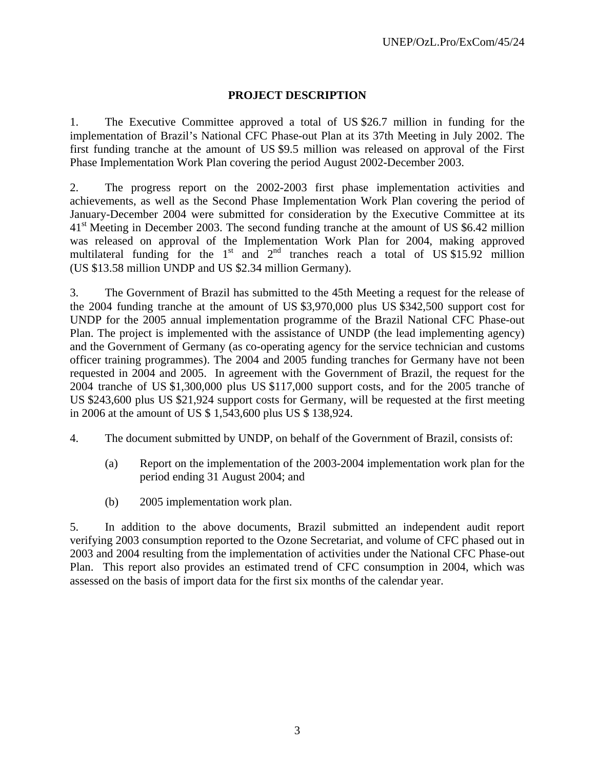# PROJECT DESCRIPTION

1. The Executive Committee approved a total of US $26.7 million in funding for the implementation of Brazil's National CFC Phase-out Plan at its 37th Meeting in July 2002. The first funding tranche at the amount of US $9.5 million was released on approval of the First Phase Implementation Work Plan covering the period August 2002-December 2003.

2. The progress report on the 2002-2003 first phase implementation activities and achievements, as well as the Second Phase Implementation Work Plan covering the period of January-December 2004 were submitted for consideration by the Executive Committee at its 41st Meeting in December 2003. The second funding tranche at the amount of US $6.42 million was released on approval of the Implementation Work Plan for 2004, making approved multilateral funding for the 1st and 2nd tranches reach a total of US $15.92 million (US $13.58 million UNDP and US $2.34 million Germany).

3. The Government of Brazil has submitted to the 45th Meeting a request for the release of the 2004 funding tranche at the amount of US $3,970,000 plus US $342,500 support cost for UNDP for the 2005 annual implementation programme of the Brazil National CFC Phase-out Plan. The project is implemented with the assistance of UNDP (the lead implementing agency) and the Government of Germany (as co-operating agency for the service technician and customs officer training programmes). The 2004 and 2005 funding tranches for Germany have not been requested in 2004 and 2005. In agreement with the Government of Brazil, the request for the 2004 tranche of US $1,300,000 plus US $117,000 support costs, and for the 2005 tranche of US $243,600 plus US $21,924 support costs for Germany, will be requested at the first meeting in 2006 at the amount of US $ 1,543,600 plus US $ 138,924.

4. The document submitted by UNDP, on behalf of the Government of Brazil, consists of:

   (a) Report on the implementation of the 2003-2004 implementation work plan for the period ending 31 August 2004; and

   (b) 2005 implementation work plan.

5. In addition to the above documents, Brazil submitted an independent audit report verifying 2003 consumption reported to the Ozone Secretariat, and volume of CFC phased out in 2003 and 2004 resulting from the implementation of activities under the National CFC Phase-out Plan. This report also provides an estimated trend of CFC consumption in 2004, which was assessed on the basis of import data for the first six months of the calendar year.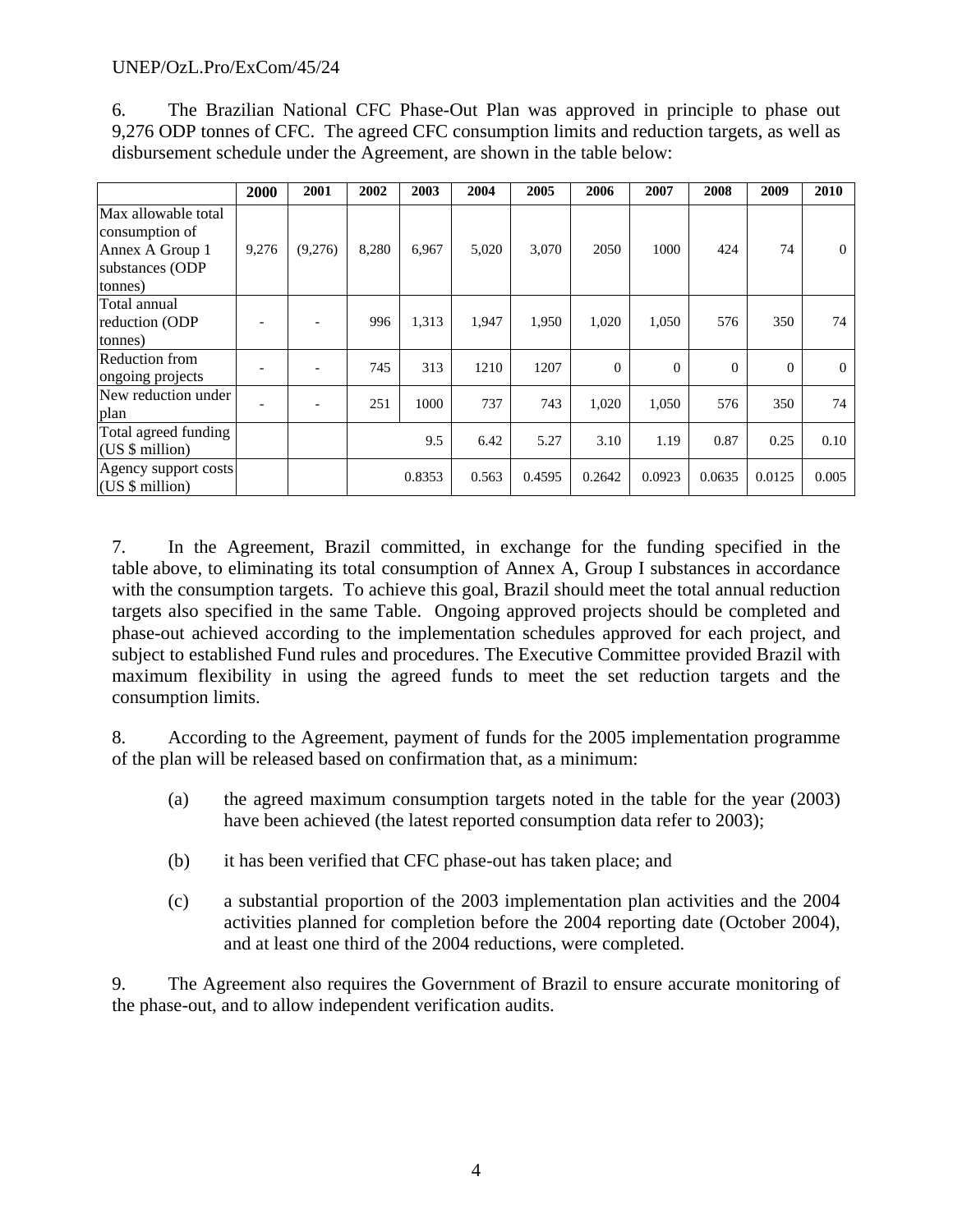6. The Brazilian National CFC Phase-Out Plan was approved in principle to phase out 9,276 ODP tonnes of CFC. The agreed CFC consumption limits and reduction targets, as well as disbursement schedule under the Agreement, are shown in the table below:

| | 2000 | 2001 | 2002 | 2003 | 2004 | 2005 | 2006 | 2007 | 2008 | 2009 | 2010 |
|---|---|---|---|---|---|---|---|---|---|---|---|
| Max allowable total consumption of Annex A Group 1 substances (ODP tonnes) | 9,276 | (9,276) | 8,280 | 6,967 | 5,020 | 3,070 | 2050 | 1000 | 424 | 74 | 0 |
| Total annual reduction (ODP tonnes) | - | - | 996 | 1,313 | 1,947 | 1,950 | 1,020 | 1,050 | 576 | 350 | 74 |
| Reduction from ongoing projects | - | - | 745 | 313 | 1210 | 1207 | 0 | 0 | 0 | 0 | 0 |
| New reduction under plan | - | - | 251 | 1000 | 737 | 743 | 1,020 | 1,050 | 576 | 350 | 74 |
| Total agreed funding (US $ million) | | | | 9.5 | 6.42 | 5.27 | 3.10 | 1.19 | 0.87 | 0.25 | 0.10 |
| Agency support costs (US $ million) | | | | 0.8353 | 0.563 | 0.4595 | 0.2642 | 0.0923 | 0.0635 | 0.0125 | 0.005 |

7. In the Agreement, Brazil committed, in exchange for the funding specified in the table above, to eliminating its total consumption of Annex A, Group I substances in accordance with the consumption targets. To achieve this goal, Brazil should meet the total annual reduction targets also specified in the same Table. Ongoing approved projects should be completed and phase-out achieved according to the implementation schedules approved for each project, and subject to established Fund rules and procedures. The Executive Committee provided Brazil with maximum flexibility in using the agreed funds to meet the set reduction targets and the consumption limits.

8. According to the Agreement, payment of funds for the 2005 implementation programme of the plan will be released based on confirmation that, as a minimum:

(a) the agreed maximum consumption targets noted in the table for the year (2003) have been achieved (the latest reported consumption data refer to 2003);

(b) it has been verified that CFC phase-out has taken place; and

(c) a substantial proportion of the 2003 implementation plan activities and the 2004 activities planned for completion before the 2004 reporting date (October 2004), and at least one third of the 2004 reductions, were completed.

9. The Agreement also requires the Government of Brazil to ensure accurate monitoring of the phase-out, and to allow independent verification audits.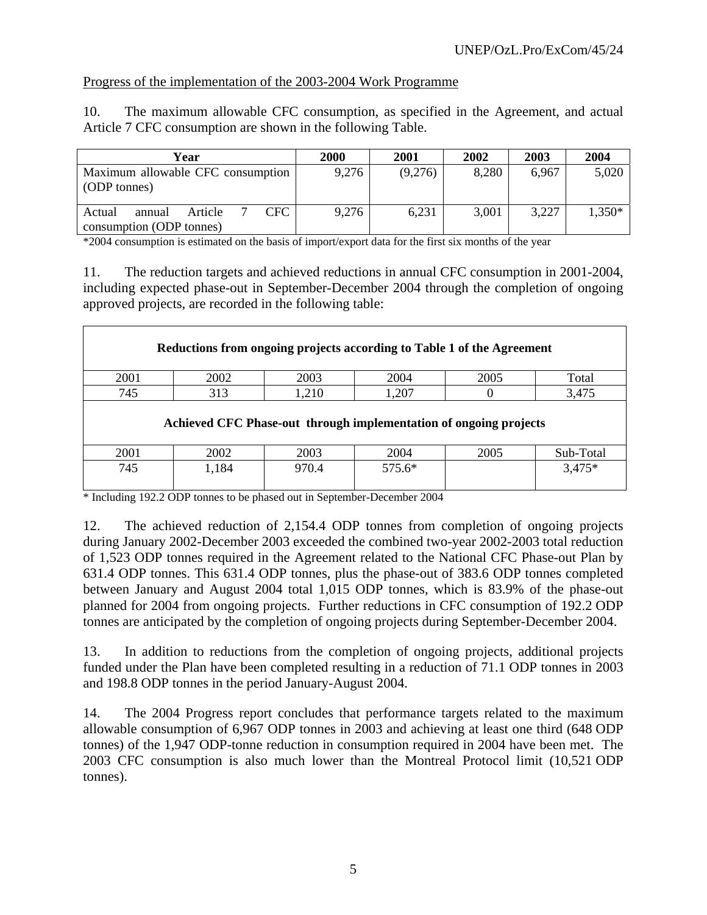Progress of the implementation of the 2003-2004 Work Programme

10. The maximum allowable CFC consumption, as specified in the Agreement, and actual Article 7 CFC consumption are shown in the following Table.

| Year | 2000 | 2001 | 2002 | 2003 | 2004 |
|---|---|---|---|---|---|
| Maximum allowable CFC consumption (ODP tonnes) | 9,276 | (9,276) | 8,280 | 6,967 | 5,020 |
| Actual annual Article 7 CFC consumption (ODP tonnes) | 9,276 | 6,231 | 3,001 | 3,227 | 1,350* |

*2004 consumption is estimated on the basis of import/export data for the first six months of the year

11. The reduction targets and achieved reductions in annual CFC consumption in 2001-2004, including expected phase-out in September-December 2004 through the completion of ongoing approved projects, are recorded in the following table:

| **Reductions from ongoing projects according to Table 1 of the Agreement** | | | | | |
|---|---|---|---|---|---|
| 2001 | 2002 | 2003 | 2004 | 2005 | Total |
| 745 | 313 | 1,210 | 1,207 | 0 | 3,475 |
| **Achieved CFC Phase-out through implementation of ongoing projects** | | | | | |
| 2001 | 2002 | 2003 | 2004 | 2005 | Sub-Total |
| 745 | 1,184 | 970.4 | 575.6* | | 3,475* |

\* Including 192.2 ODP tonnes to be phased out in September-December 2004

12. The achieved reduction of 2,154.4 ODP tonnes from completion of ongoing projects during January 2002-December 2003 exceeded the combined two-year 2002-2003 total reduction of 1,523 ODP tonnes required in the Agreement related to the National CFC Phase-out Plan by 631.4 ODP tonnes. This 631.4 ODP tonnes, plus the phase-out of 383.6 ODP tonnes completed between January and August 2004 total 1,015 ODP tonnes, which is 83.9% of the phase-out planned for 2004 from ongoing projects. Further reductions in CFC consumption of 192.2 ODP tonnes are anticipated by the completion of ongoing projects during September-December 2004.

13. In addition to reductions from the completion of ongoing projects, additional projects funded under the Plan have been completed resulting in a reduction of 71.1 ODP tonnes in 2003 and 198.8 ODP tonnes in the period January-August 2004.

14. The 2004 Progress report concludes that performance targets related to the maximum allowable consumption of 6,967 ODP tonnes in 2003 and achieving at least one third (648 ODP tonnes) of the 1,947 ODP-tonne reduction in consumption required in 2004 have been met. The 2003 CFC consumption is also much lower than the Montreal Protocol limit (10,521 ODP tonnes).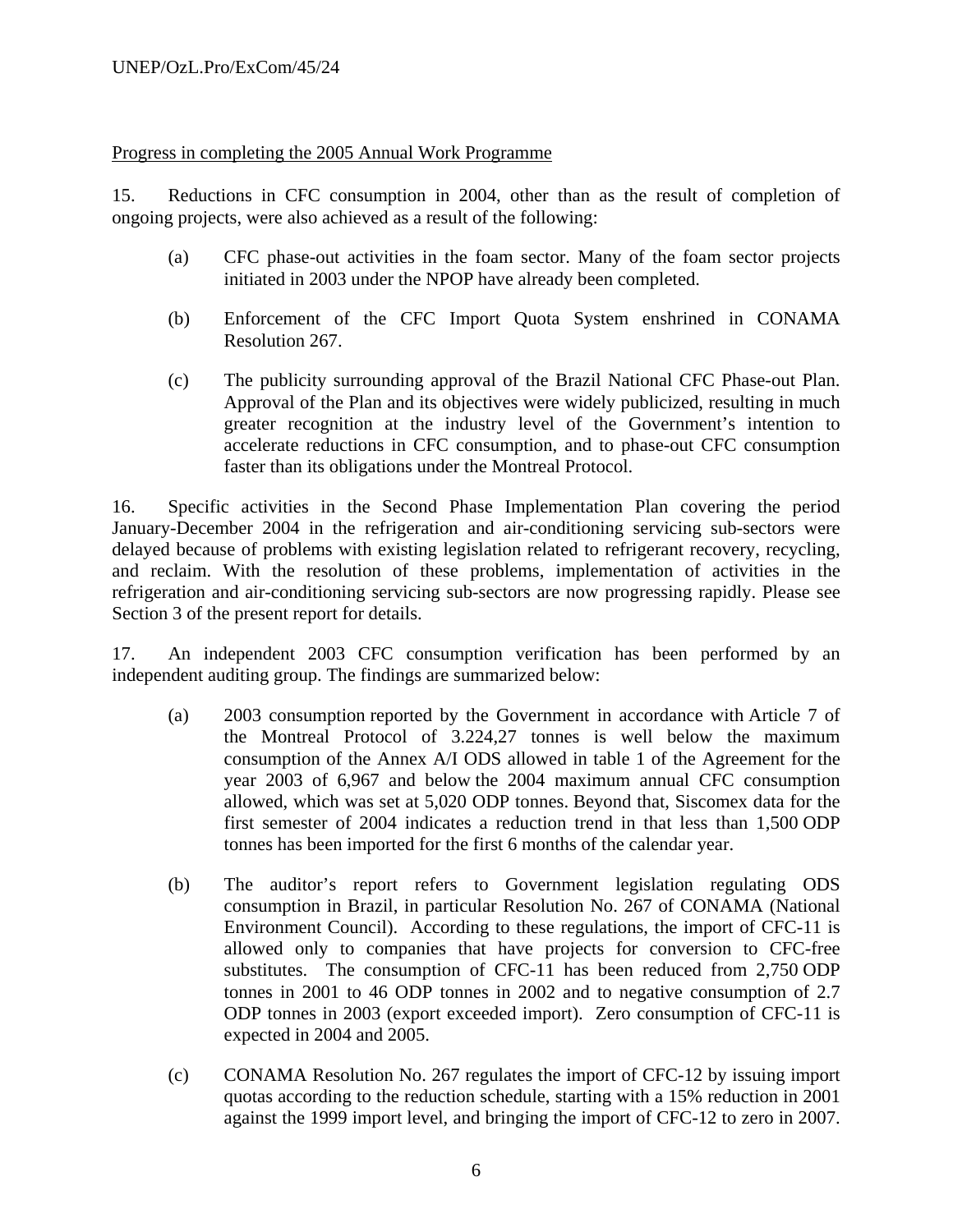Progress in completing the 2005 Annual Work Programme

15. Reductions in CFC consumption in 2004, other than as the result of completion of ongoing projects, were also achieved as a result of the following:

(a) CFC phase-out activities in the foam sector. Many of the foam sector projects initiated in 2003 under the NPOP have already been completed.

(b) Enforcement of the CFC Import Quota System enshrined in CONAMA Resolution 267.

(c) The publicity surrounding approval of the Brazil National CFC Phase-out Plan. Approval of the Plan and its objectives were widely publicized, resulting in much greater recognition at the industry level of the Government's intention to accelerate reductions in CFC consumption, and to phase-out CFC consumption faster than its obligations under the Montreal Protocol.

16. Specific activities in the Second Phase Implementation Plan covering the period January-December 2004 in the refrigeration and air-conditioning servicing sub-sectors were delayed because of problems with existing legislation related to refrigerant recovery, recycling, and reclaim. With the resolution of these problems, implementation of activities in the refrigeration and air-conditioning servicing sub-sectors are now progressing rapidly. Please see Section 3 of the present report for details.

17. An independent 2003 CFC consumption verification has been performed by an independent auditing group. The findings are summarized below:

(a) 2003 consumption reported by the Government in accordance with Article 7 of the Montreal Protocol of 3.224,27 tonnes is well below the maximum consumption of the Annex A/I ODS allowed in table 1 of the Agreement for the year 2003 of 6,967 and below the 2004 maximum annual CFC consumption allowed, which was set at 5,020 ODP tonnes. Beyond that, Siscomex data for the first semester of 2004 indicates a reduction trend in that less than 1,500 ODP tonnes has been imported for the first 6 months of the calendar year.

(b) The auditor's report refers to Government legislation regulating ODS consumption in Brazil, in particular Resolution No. 267 of CONAMA (National Environment Council). According to these regulations, the import of CFC-11 is allowed only to companies that have projects for conversion to CFC-free substitutes. The consumption of CFC-11 has been reduced from 2,750 ODP tonnes in 2001 to 46 ODP tonnes in 2002 and to negative consumption of 2.7 ODP tonnes in 2003 (export exceeded import). Zero consumption of CFC-11 is expected in 2004 and 2005.

(c) CONAMA Resolution No. 267 regulates the import of CFC-12 by issuing import quotas according to the reduction schedule, starting with a 15% reduction in 2001 against the 1999 import level, and bringing the import of CFC-12 to zero in 2007.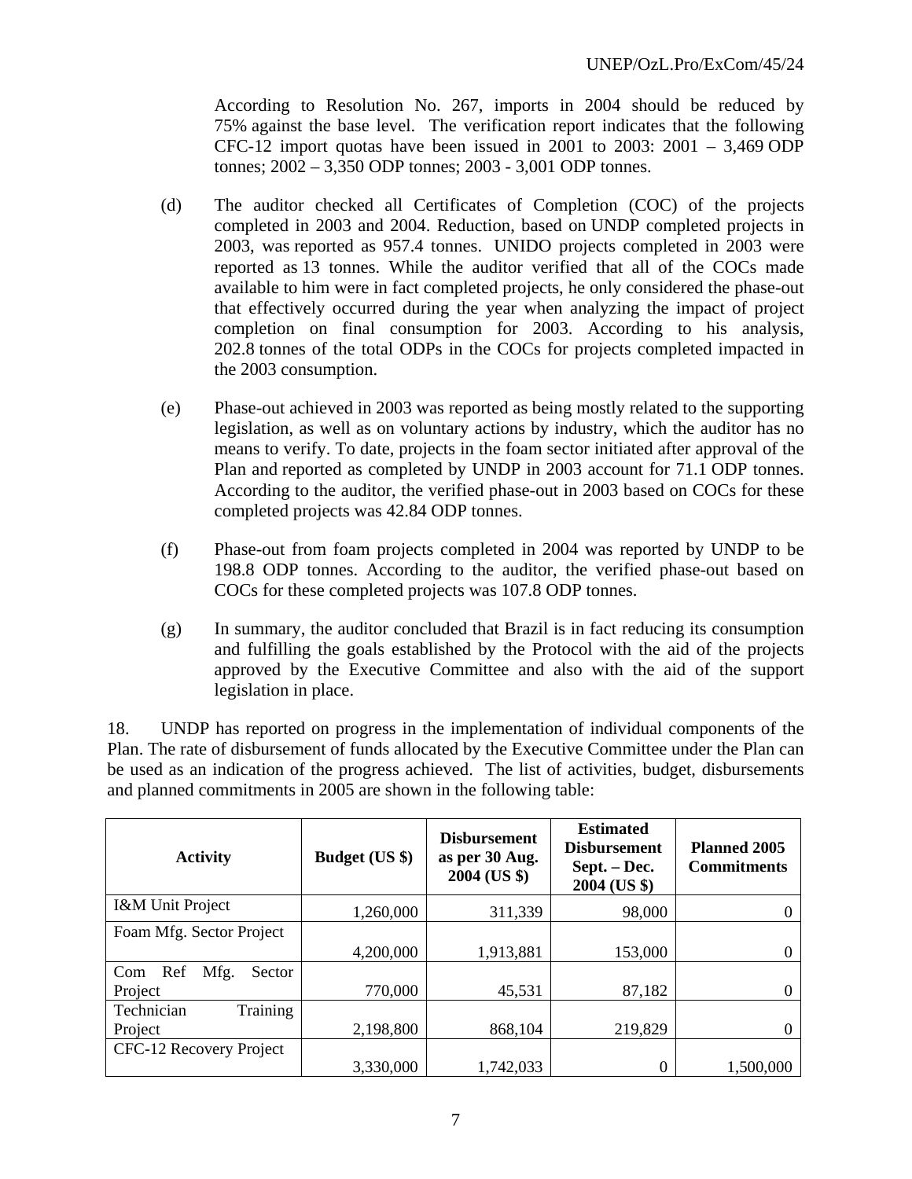According to Resolution No. 267, imports in 2004 should be reduced by 75% against the base level. The verification report indicates that the following CFC-12 import quotas have been issued in 2001 to 2003: 2001 – 3,469 ODP tonnes; 2002 – 3,350 ODP tonnes; 2003 - 3,001 ODP tonnes.

(d) The auditor checked all Certificates of Completion (COC) of the projects completed in 2003 and 2004. Reduction, based on UNDP completed projects in 2003, was reported as 957.4 tonnes. UNIDO projects completed in 2003 were reported as 13 tonnes. While the auditor verified that all of the COCs made available to him were in fact completed projects, he only considered the phase-out that effectively occurred during the year when analyzing the impact of project completion on final consumption for 2003. According to his analysis, 202.8 tonnes of the total ODPs in the COCs for projects completed impacted in the 2003 consumption.

(e) Phase-out achieved in 2003 was reported as being mostly related to the supporting legislation, as well as on voluntary actions by industry, which the auditor has no means to verify. To date, projects in the foam sector initiated after approval of the Plan and reported as completed by UNDP in 2003 account for 71.1 ODP tonnes. According to the auditor, the verified phase-out in 2003 based on COCs for these completed projects was 42.84 ODP tonnes.

(f) Phase-out from foam projects completed in 2004 was reported by UNDP to be 198.8 ODP tonnes. According to the auditor, the verified phase-out based on COCs for these completed projects was 107.8 ODP tonnes.

(g) In summary, the auditor concluded that Brazil is in fact reducing its consumption and fulfilling the goals established by the Protocol with the aid of the projects approved by the Executive Committee and also with the aid of the support legislation in place.

18. UNDP has reported on progress in the implementation of individual components of the Plan. The rate of disbursement of funds allocated by the Executive Committee under the Plan can be used as an indication of the progress achieved. The list of activities, budget, disbursements and planned commitments in 2005 are shown in the following table:

| Activity | Budget (US $) | Disbursement as per 30 Aug. 2004 (US $) | Estimated Disbursement Sept. – Dec. 2004 (US $) | Planned 2005 Commitments |
|---|---|---|---|---|
| I&M Unit Project | 1,260,000 | 311,339 | 98,000 | 0 |
| Foam Mfg. Sector Project | 4,200,000 | 1,913,881 | 153,000 | 0 |
| Com Ref Mfg. Sector Project | 770,000 | 45,531 | 87,182 | 0 |
| Technician Training Project | 2,198,800 | 868,104 | 219,829 | 0 |
| CFC-12 Recovery Project | 3,330,000 | 1,742,033 | 0 | 1,500,000 |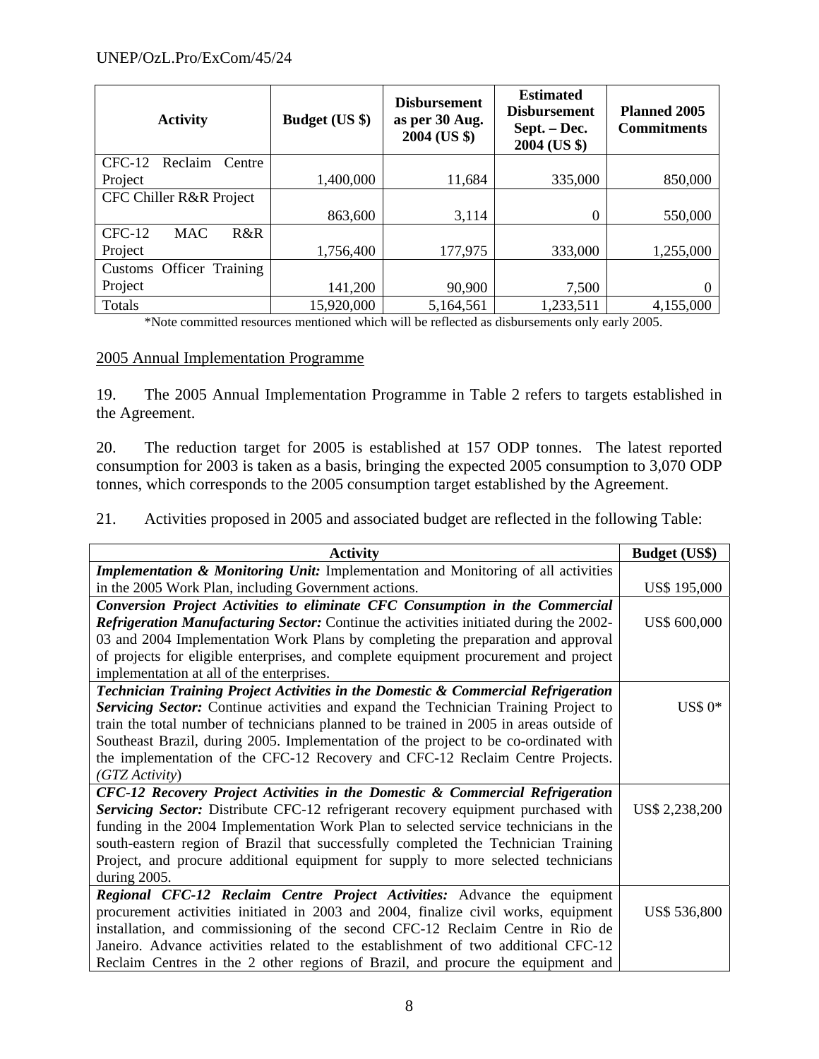| Activity | Budget (US $) | Disbursement as per 30 Aug. 2004 (US $) | Estimated Disbursement Sept. – Dec. 2004 (US $) | Planned 2005 Commitments |
|---|---|---|---|---|
| CFC-12 Reclaim Centre Project | 1,400,000 | 11,684 | 335,000 | 850,000 |
| CFC Chiller R&R Project | 863,600 | 3,114 | 0 | 550,000 |
| CFC-12 MAC R&R Project | 1,756,400 | 177,975 | 333,000 | 1,255,000 |
| Customs Officer Training Project | 141,200 | 90,900 | 7,500 | 0 |
| Totals | 15,920,000 | 5,164,561 | 1,233,511 | 4,155,000 |

*Note committed resources mentioned which will be reflected as disbursements only early 2005.

2005 Annual Implementation Programme

19. The 2005 Annual Implementation Programme in Table 2 refers to targets established in the Agreement.

20. The reduction target for 2005 is established at 157 ODP tonnes. The latest reported consumption for 2003 is taken as a basis, bringing the expected 2005 consumption to 3,070 ODP tonnes, which corresponds to the 2005 consumption target established by the Agreement.

21. Activities proposed in 2005 and associated budget are reflected in the following Table:

| Activity | Budget (US$) |
|---|---|
| ***Implementation & Monitoring Unit:*** Implementation and Monitoring of all activities in the 2005 Work Plan, including Government actions. | US$ 195,000 |
| ***Conversion Project Activities to eliminate CFC Consumption in the Commercial Refrigeration Manufacturing Sector:*** Continue the activities initiated during the 2002-03 and 2004 Implementation Work Plans by completing the preparation and approval of projects for eligible enterprises, and complete equipment procurement and project implementation at all of the enterprises. | US$ 600,000 |
| ***Technician Training Project Activities in the Domestic & Commercial Refrigeration Servicing Sector:*** Continue activities and expand the Technician Training Project to train the total number of technicians planned to be trained in 2005 in areas outside of Southeast Brazil, during 2005. Implementation of the project to be co-ordinated with the implementation of the CFC-12 Recovery and CFC-12 Reclaim Centre Projects. (*GTZ Activity*) | US$ 0* |
| ***CFC-12 Recovery Project Activities in the Domestic & Commercial Refrigeration Servicing Sector:*** Distribute CFC-12 refrigerant recovery equipment purchased with funding in the 2004 Implementation Work Plan to selected service technicians in the south-eastern region of Brazil that successfully completed the Technician Training Project, and procure additional equipment for supply to more selected technicians during 2005. | US$ 2,238,200 |
| ***Regional CFC-12 Reclaim Centre Project Activities:*** Advance the equipment procurement activities initiated in 2003 and 2004, finalize civil works, equipment installation, and commissioning of the second CFC-12 Reclaim Centre in Rio de Janeiro. Advance activities related to the establishment of two additional CFC-12 Reclaim Centres in the 2 other regions of Brazil, and procure the equipment and | US$ 536,800 |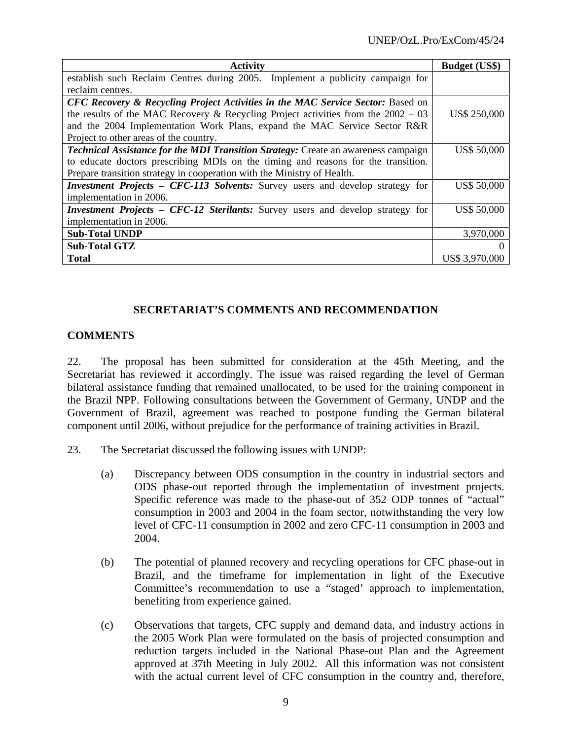| Activity | Budget (US$) |
|---|---|
| establish such Reclaim Centres during 2005. Implement a publicity campaign for reclaim centres. | |
| ***CFC Recovery & Recycling Project Activities in the MAC Service Sector:*** Based on the results of the MAC Recovery & Recycling Project activities from the 2002 – 03 and the 2004 Implementation Work Plans, expand the MAC Service Sector R&R Project to other areas of the country. | US$ 250,000 |
| ***Technical Assistance for the MDI Transition Strategy:*** Create an awareness campaign to educate doctors prescribing MDIs on the timing and reasons for the transition. Prepare transition strategy in cooperation with the Ministry of Health. | US$ 50,000 |
| ***Investment Projects – CFC-113 Solvents:*** Survey users and develop strategy for implementation in 2006. | US$ 50,000 |
| ***Investment Projects – CFC-12 Sterilants:*** Survey users and develop strategy for implementation in 2006. | US$ 50,000 |
| **Sub-Total UNDP** | 3,970,000 |
| **Sub-Total GTZ** | 0 |
| **Total** | US$ 3,970,000 |

## SECRETARIAT'S COMMENTS AND RECOMMENDATION

### COMMENTS

22. The proposal has been submitted for consideration at the 45th Meeting, and the Secretariat has reviewed it accordingly. The issue was raised regarding the level of German bilateral assistance funding that remained unallocated, to be used for the training component in the Brazil NPP. Following consultations between the Government of Germany, UNDP and the Government of Brazil, agreement was reached to postpone funding the German bilateral component until 2006, without prejudice for the performance of training activities in Brazil.

23. The Secretariat discussed the following issues with UNDP:

(a) Discrepancy between ODS consumption in the country in industrial sectors and ODS phase-out reported through the implementation of investment projects. Specific reference was made to the phase-out of 352 ODP tonnes of "actual" consumption in 2003 and 2004 in the foam sector, notwithstanding the very low level of CFC-11 consumption in 2002 and zero CFC-11 consumption in 2003 and 2004.

(b) The potential of planned recovery and recycling operations for CFC phase-out in Brazil, and the timeframe for implementation in light of the Executive Committee's recommendation to use a "staged' approach to implementation, benefiting from experience gained.

(c) Observations that targets, CFC supply and demand data, and industry actions in the 2005 Work Plan were formulated on the basis of projected consumption and reduction targets included in the National Phase-out Plan and the Agreement approved at 37th Meeting in July 2002. All this information was not consistent with the actual current level of CFC consumption in the country and, therefore,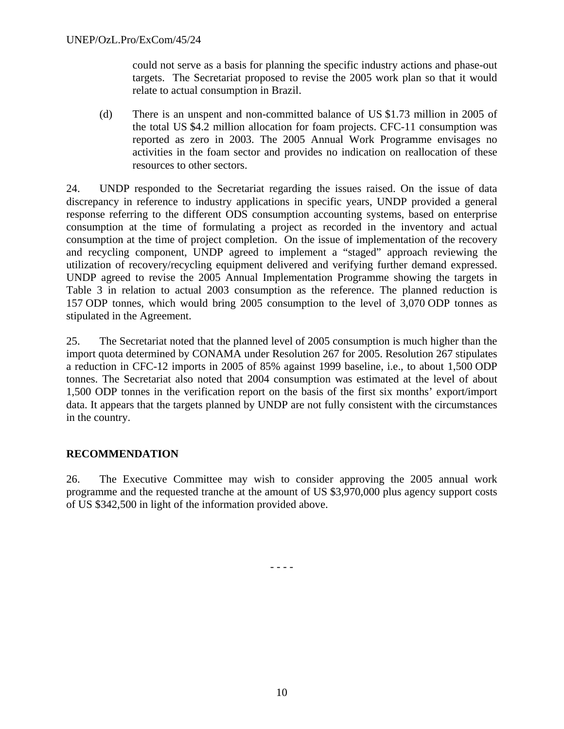could not serve as a basis for planning the specific industry actions and phase-out targets. The Secretariat proposed to revise the 2005 work plan so that it would relate to actual consumption in Brazil.

(d) There is an unspent and non-committed balance of US $1.73 million in 2005 of the total US $4.2 million allocation for foam projects. CFC-11 consumption was reported as zero in 2003. The 2005 Annual Work Programme envisages no activities in the foam sector and provides no indication on reallocation of these resources to other sectors.

24. UNDP responded to the Secretariat regarding the issues raised. On the issue of data discrepancy in reference to industry applications in specific years, UNDP provided a general response referring to the different ODS consumption accounting systems, based on enterprise consumption at the time of formulating a project as recorded in the inventory and actual consumption at the time of project completion. On the issue of implementation of the recovery and recycling component, UNDP agreed to implement a "staged" approach reviewing the utilization of recovery/recycling equipment delivered and verifying further demand expressed. UNDP agreed to revise the 2005 Annual Implementation Programme showing the targets in Table 3 in relation to actual 2003 consumption as the reference. The planned reduction is 157 ODP tonnes, which would bring 2005 consumption to the level of 3,070 ODP tonnes as stipulated in the Agreement.

25. The Secretariat noted that the planned level of 2005 consumption is much higher than the import quota determined by CONAMA under Resolution 267 for 2005. Resolution 267 stipulates a reduction in CFC-12 imports in 2005 of 85% against 1999 baseline, i.e., to about 1,500 ODP tonnes. The Secretariat also noted that 2004 consumption was estimated at the level of about 1,500 ODP tonnes in the verification report on the basis of the first six months' export/import data. It appears that the targets planned by UNDP are not fully consistent with the circumstances in the country.

## RECOMMENDATION

26. The Executive Committee may wish to consider approving the 2005 annual work programme and the requested tranche at the amount of US $3,970,000 plus agency support costs of US $342,500 in light of the information provided above.

- - - -